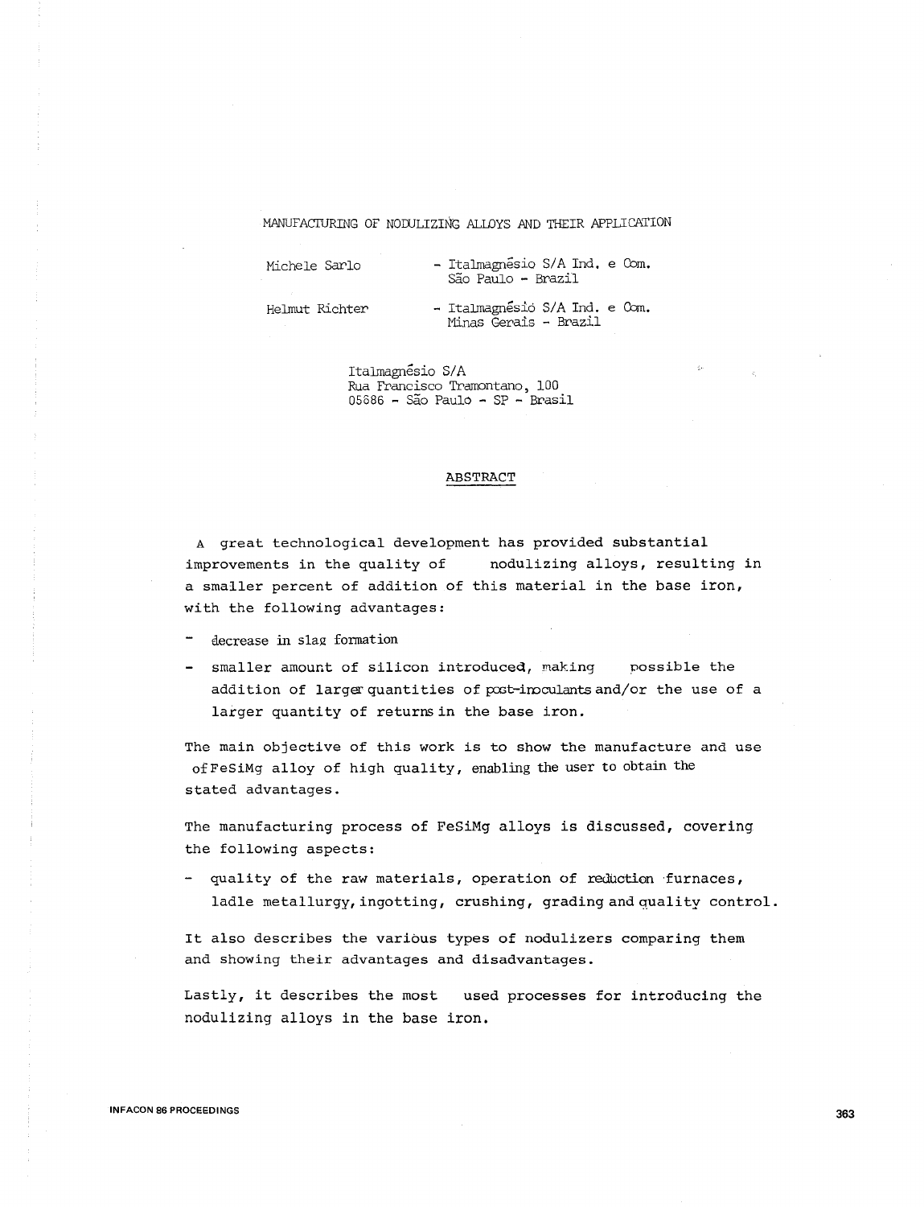# MANUFACTURING OF NODULIZING ALLOYS AND THEIR APPLICATION

Michele Sarlo - Italmagnésio S/A Ind. e Com. São Paulo - Brazil

Helmut Richter - Italmagnésio S/A Ind. e Com. Minas Gerais - Brazil

Italmagnésio S/A
Rua Francisco Tramontano, 100
05686 - São Paulo - SP - Brasil

## ABSTRACT

A great technological development has provided substantial improvements in the quality of nodulizing alloys, resulting in a smaller percent of addition of this material in the base iron, with the following advantages:

- decrease in slag formation
- smaller amount of silicon introduced, making possible the addition of larger quantities of post-inoculants and/or the use of a larger quantity of returns in the base iron.

The main objective of this work is to show the manufacture and use of FeSiMg alloy of high quality, enabling the user to obtain the stated advantages.

The manufacturing process of FeSiMg alloys is discussed, covering the following aspects:

- quality of the raw materials, operation of reduction furnaces, ladle metallurgy, ingotting, crushing, grading and quality control.

It also describes the various types of nodulizers comparing them and showing their advantages and disadvantages.

Lastly, it describes the most used processes for introducing the nodulizing alloys in the base iron.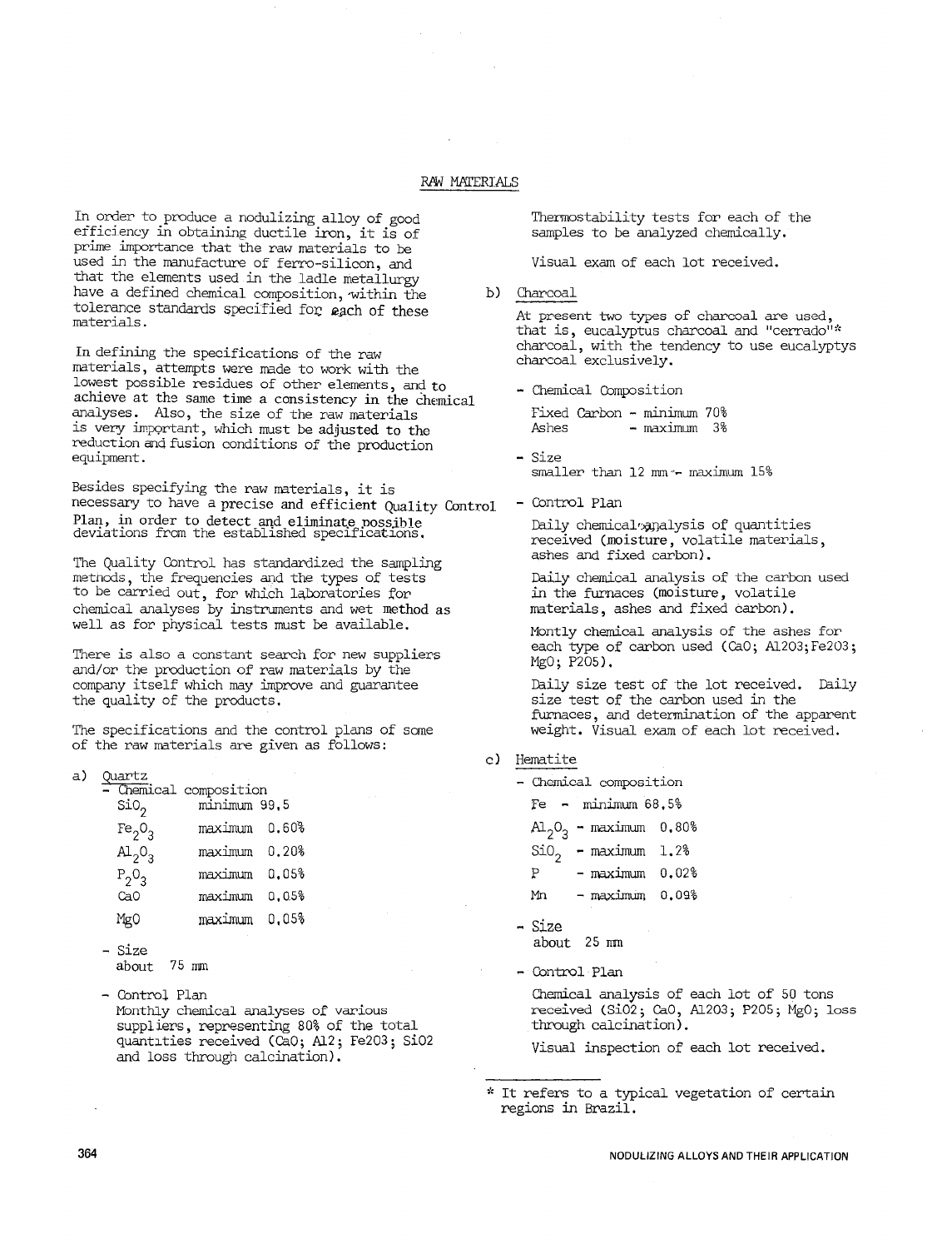## RAW MATERIALS

In order to produce a nodulizing alloy of good efficiency in obtaining ductile iron, it is of prime importance that the raw materials to be used in the manufacture of ferro-silicon, and that the elements used in the ladle metallurgy have a defined chemical composition, within the tolerance standards specified for each of these materials.

In defining the specifications of the raw materials, attempts were made to work with the lowest possible residues of other elements, and to achieve at the same time a consistency in the chemical analyses. Also, the size of the raw materials is very important, which must be adjusted to the reduction and fusion conditions of the production equipment.

Besides specifying the raw materials, it is necessary to have a precise and efficient Quality Control Plan, in order to detect and eliminate possible deviations from the established specifications.

The Quality Control has standardized the sampling methods, the frequencies and the types of tests to be carried out, for which laboratories for chemical analyses by instruments and wet method as well as for physical tests must be available.

There is also a constant search for new suppliers and/or the production of raw materials by the company itself which may improve and guarantee the quality of the products.

The specifications and the control plans of some of the raw materials are given as follows:

a) Quartz

- Chemical composition

| | |
|---|---|
| $SiO_2$ | minimum 99,5 |
| $Fe_2O_3$ | maximum 0,60% |
| $Al_2O_3$ | maximum 0,20% |
| $P_2O_3$ | maximum 0,05% |
| CaO | maximum 0,05% |
| MgO | maximum 0,05% |

- Size
  about 75 mm

- Control Plan
  Monthly chemical analyses of various suppliers, representing 80% of the total quantities received (CaO; Al2; Fe2O3; SiO2 and loss through calcination).

  Thermostability tests for each of the samples to be analyzed chemically.

  Visual exam of each lot received.

b) Charcoal

At present two types of charcoal are used, that is, eucalyptus charcoal and "cerrado"* charcoal, with the tendency to use eucalyptys charcoal exclusively.

- Chemical Composition

  Fixed Carbon - minimum 70%
  Ashes - maximum 3%

- Size
  smaller than 12 mm - maximum 15%

- Control Plan

  Daily chemical analysis of quantities received (moisture, volatile materials, ashes and fixed carbon).

  Daily chemical analysis of the carbon used in the furnaces (moisture, volatile materials, ashes and fixed carbon).

  Montly chemical analysis of the ashes for each type of carbon used (CaO; Al2O3; Fe2O3; MgO; P2O5).

  Daily size test of the lot received. Daily size test of the carbon used in the furnaces, and determination of the apparent weight. Visual exam of each lot received.

c) Hematite

- Chemical composition

  Fe - minimum 68,5%

  $Al_2O_3$ - maximum 0,80%

  $SiO_2$ - maximum 1,2%

  P - maximum 0,02%

  Mn - maximum 0,09%

- Size
  about 25 mm

- Control Plan

  Chemical analysis of each lot of 50 tons received (SiO2; CaO, Al2O3; P2O5; MgO; loss through calcination).

  Visual inspection of each lot received.

---

* It refers to a typical vegetation of certain regions in Brazil.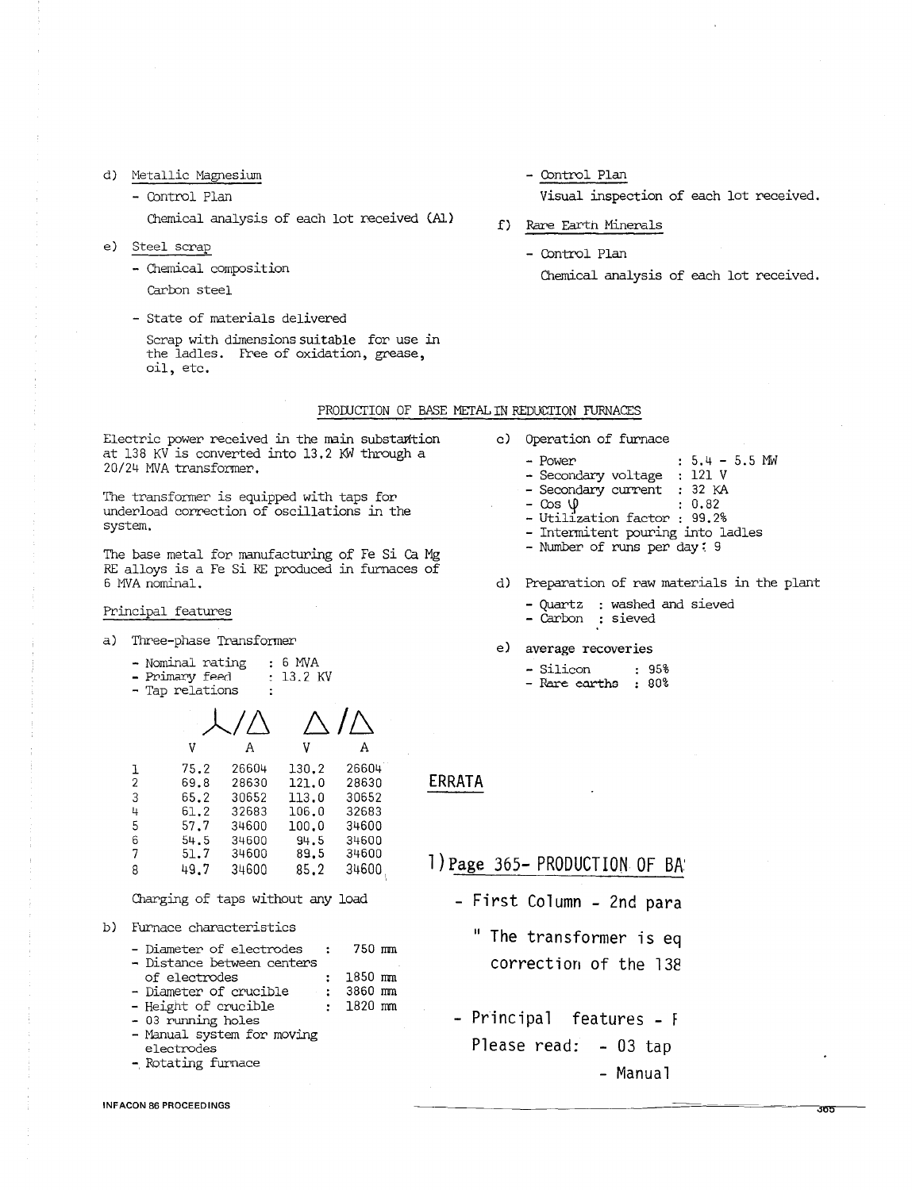d) Metallic Magnesium

- Control Plan

  Chemical analysis of each lot received (Al)

e) Steel scrap

- Chemical composition

  Carbon steel

- State of materials delivered

  Scrap with dimensions suitable for use in the ladles. Free of oxidation, grease, oil, etc.

- Control Plan

  Visual inspection of each lot received.

f) Rare Earth Minerals

- Control Plan

  Chemical analysis of each lot received.

## PRODUCTION OF BASE METAL IN REDUCTION FURNACES

Electric power received in the main substantion at 138 KV is converted into 13.2 KW through a 20/24 MVA transformer.

The transformer is equipped with taps for underload correction of oscillations in the system.

The base metal for manufacturing of Fe Si Ca Mg RE alloys is a Fe Si RE produced in furnaces of 6 MVA nominal.

### Principal features

a) Three-phase Transformer

- Nominal rating : 6 MVA
- Primary feed : 13.2 KV
- Tap relations :

| | ⅄/Δ V | ⅄/Δ A | Δ/Δ V | Δ/Δ A |
|---|---|---|---|---|
| 1 | 75.2 | 26604 | 130.2 | 26604 |
| 2 | 69.8 | 28630 | 121.0 | 28630 |
| 3 | 65.2 | 30652 | 113.0 | 30652 |
| 4 | 61.2 | 32683 | 106.0 | 32683 |
| 5 | 57.7 | 34600 | 100.0 | 34600 |
| 6 | 54.5 | 34600 | 94.5 | 34600 |
| 7 | 51.7 | 34600 | 89.5 | 34600 |
| 8 | 49.7 | 34600 | 85.2 | 34600 |

Charging of taps without any load

b) Furnace characteristics

- Diameter of electrodes : 750 mm
- Distance between centers of electrodes : 1850 mm
- Diameter of crucible : 3860 mm
- Height of crucible : 1820 mm
- 03 running holes
- Manual system for moving electrodes
- Rotating furnace

c) Operation of furnace

- Power : 5.4 - 5.5 MW
- Secondary voltage : 121 V
- Secondary current : 32 KA
- Cos φ : 0.82
- Utilization factor : 99.2%
- Intermitent pouring into ladles
- Number of runs per day : 9

d) Preparation of raw materials in the plant

- Quartz : washed and sieved
- Carbon : sieved

e) average recoveries

- Silicon : 95%
- Rare earths : 80%

## ERRATA

1) Page 365- PRODUCTION OF BA

- First Column - 2nd para

  " The transformer is eq
  correction of the 138

- Principal features - F

  Please read: - 03 tap

  - Manual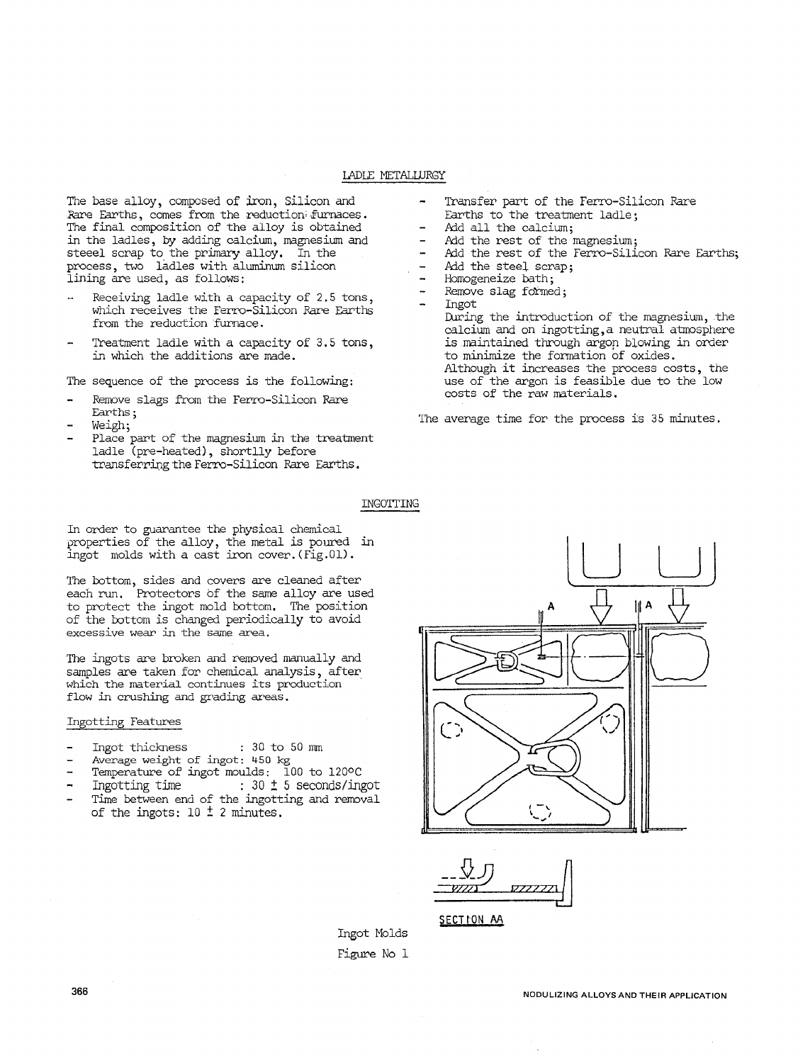## LADLE METALLURGY

The base alloy, composed of iron, Silicon and Rare Earths, comes from the reduction furnaces. The final composition of the alloy is obtained in the ladles, by adding calcium, magnesium and steel scrap to the primary alloy. In the process, two ladles with aluminum silicon lining are used, as follows:

- Receiving ladle with a capacity of 2.5 tons, which receives the Ferro-Silicon Rare Earths from the reduction furnace.
- Treatment ladle with a capacity of 3.5 tons, in which the additions are made.

The sequence of the process is the following:

- Remove slags from the Ferro-Silicon Rare Earths;
- Weigh;
- Place part of the magnesium in the treatment ladle (pre-heated), shortlly before transferring the Ferro-Silicon Rare Earths.
- Transfer part of the Ferro-Silicon Rare Earths to the treatment ladle;
- Add all the calcium;
- Add the rest of the magnesium;
- Add the rest of the Ferro-Silicon Rare Earths;
- Add the steel scrap;
- Homogeneize bath;
- Remove slag formed;
- Ingot

  During the introduction of the magnesium, the calcium and on ingotting, a neutral atmosphere is maintained through argon blowing in order to minimize the formation of oxides. Although it increases the process costs, the use of the argon is feasible due to the low costs of the raw materials.

The average time for the process is 35 minutes.

## INGOTTING

In order to guarantee the physical chemical properties of the alloy, the metal is poured in ingot molds with a cast iron cover. (Fig.01).

The bottom, sides and covers are cleaned after each run. Protectors of the same alloy are used to protect the ingot mold bottom. The position of the bottom is changed periodically to avoid excessive wear in the same area.

The ingots are broken and removed manually and samples are taken for chemical analysis, after which the material continues its production flow in crushing and grading areas.

### Ingotting Features

- Ingot thickness : 30 to 50 mm
- Average weight of ingot: 450 kg
- Temperature of ingot moulds: 100 to 120°C
- Ingotting time : 30 ± 5 seconds/ingot
- Time between end of the ingotting and removal of the ingots: 10 ± 2 minutes.

SECTION AA

Ingot Molds

Figure No 1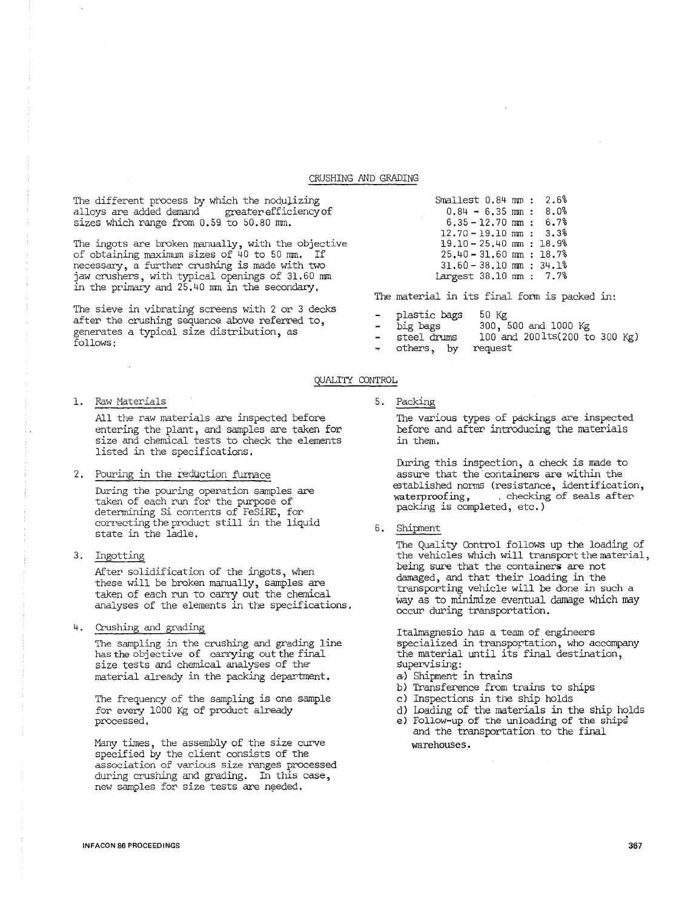## CRUSHING AND GRADING

The different process by which the nodulizing alloys are added demand greater efficiency of sizes which range from 0.59 to 50.80 mm.

The ingots are broken manually, with the objective of obtaining maximum sizes of 40 to 50 mm. If necessary, a further crushing is made with two jaw crushers, with typical openings of 31.60 mm in the primary and 25.40 mm in the secondary.

The sieve in vibrating screens with 2 or 3 decks after the crushing sequence above referred to, generates a typical size distribution, as follows:

| Size | % |
|---|---|
| Smallest 0.84 mm | 2.6% |
| 0.84 - 6.35 mm | 8.0% |
| 6.35 - 12.70 mm | 6.7% |
| 12.70 - 19.10 mm | 3.3% |
| 19.10 - 25.40 mm | 18.9% |
| 25.40 - 31.60 mm | 18.7% |
| 31.60 - 38.10 mm | 34.1% |
| Largest 38.10 mm | 7.7% |

The material in its final form is packed in:

- plastic bags 50 Kg
- big bags 300, 500 and 1000 Kg
- steel drums 100 and 200 lts (200 to 300 Kg)
- others, by request

## QUALITY CONTROL

1. Raw Materials

   All the raw materials are inspected before entering the plant, and samples are taken for size and chemical tests to check the elements listed in the specifications.

2. Pouring in the reduction furnace

   During the pouring operation samples are taken of each run for the purpose of determining Si contents of FeSiRE, for correcting the product still in the liquid state in the ladle.

3. Ingotting

   After solidification of the ingots, when these will be broken manually, samples are taken of each run to carry out the chemical analyses of the elements in the specifications.

4. Crushing and grading

   The sampling in the crushing and grading line has the objective of carrying out the final size tests and chemical analyses of the material already in the packing department.

   The frequency of the sampling is one sample for every 1000 Kg of product already processed.

   Many times, the assembly of the size curve specified by the client consists of the association of various size ranges processed during crushing and grading. In this case, new samples for size tests are needed.

5. Packing

   The various types of packings are inspected before and after introducing the materials in them.

   During this inspection, a check is made to assure that the containers are within the established norms (resistance, identification, waterproofing, , checking of seals after packing is completed, etc.)

6. Shipment

   The Quality Control follows up the loading of the vehicles which will transport the material, being sure that the containers are not damaged, and that their loading in the transporting vehicle will be done in such a way as to minimize eventual damage which may occur during transportation.

   Italmagnesio has a team of engineers specialized in transportation, who accompany the material until its final destination, supervising:

   a) Shipment in trains
   b) Transference from trains to ships
   c) Inspections in the ship holds
   d) Loading of the materials in the ship holds
   e) Follow-up of the unloading of the ships and the transportation to the final warehouses.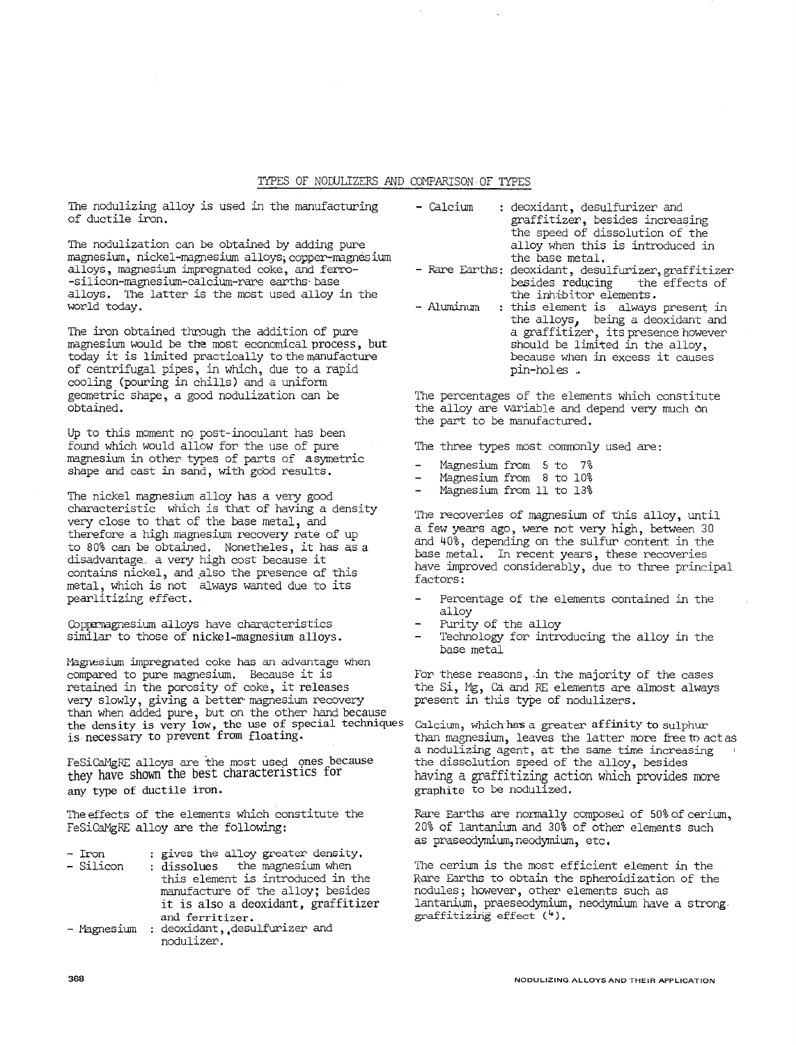## TYPES OF NODULIZERS AND COMPARISON OF TYPES

The nodulizing alloy is used in the manufacturing of ductile iron.

The nodulization can be obtained by adding pure magnesium, nickel-magnesium alloys, copper-magnesium alloys, magnesium impregnated coke, and ferro-silicon-magnesium-calcium-rare earths base alloys. The latter is the most used alloy in the world today.

The iron obtained through the addition of pure magnesium would be the most economical process, but today it is limited practically to the manufacture of centrifugal pipes, in which, due to a rapid cooling (pouring in chills) and a uniform geometric shape, a good nodulization can be obtained.

Up to this moment no post-inoculant has been found which would allow for the use of pure magnesium in other types of parts of asymetric shape and cast in sand, with good results.

The nickel magnesium alloy has a very good characteristic which is that of having a density very close to that of the base metal, and therefore a high magnesium recovery rate of up to 80% can be obtained. Nonetheles, it has as a disadvantage a very high cost because it contains nickel, and also the presence of this metal, which is not always wanted due to its pearlitizing effect.

Coppermagnesium alloys have characteristics similar to those of nickel-magnesium alloys.

Magnesium impregnated coke has an advantage when compared to pure magnesium. Because it is retained in the porosity of coke, it releases very slowly, giving a better magnesium recovery than when added pure, but on the other hand because the density is very low, the use of special techniques is necessary to prevent from floating.

FeSiCaMgRE alloys are the most used ones because they have shown the best characteristics for any type of ductile iron.

The effects of the elements which constitute the FeSiCaMgRE alloy are the following:

- Iron : gives the alloy greater density.
- Silicon : dissolues the magnesium when this element is introduced in the manufacture of the alloy; besides it is also a deoxidant, graffitizer and ferritizer.
- Magnesium : deoxidant, desulfurizer and nodulizer.
- Calcium : deoxidant, desulfurizer and graffitizer, besides increasing the speed of dissolution of the alloy when this is introduced in the base metal.
- Rare Earths: deoxidant, desulfurizer, graffitizer besides reducing the effects of the inhibitor elements.
- Aluminum : this element is always present in the alloys, being a deoxidant and a graffitizer, its presence however should be limited in the alloy, because when in excess it causes pin-holes.

The percentages of the elements which constitute the alloy are variable and depend very much on the part to be manufactured.

The three types most commonly used are:

- Magnesium from 5 to 7%
- Magnesium from 8 to 10%
- Magnesium from 11 to 13%

The recoveries of magnesium of this alloy, until a few years ago, were not very high, between 30 and 40%, depending on the sulfur content in the base metal. In recent years, these recoveries have improved considerably, due to three principal factors:

- Percentage of the elements contained in the alloy
- Purity of the alloy
- Technology for introducing the alloy in the base metal

For these reasons, in the majority of the cases the Si, Mg, Ca and RE elements are almost always present in this type of nodulizers.

Calcium, which has a greater affinity to sulphur than magnesium, leaves the latter more free to act as a nodulizing agent, at the same time increasing the dissolution speed of the alloy, besides having a graffitizing action which provides more graphite to be nodulized.

Rare Earths are normally composed of 50% of cerium, 20% of lantanium and 30% of other elements such as praseodymium, neodymium, etc.

The cerium is the most efficient element in the Rare Earths to obtain the spheroidization of the nodules; however, other elements such as lantanium, praeseodymium, neodymium have a strong graffitizing effect [4].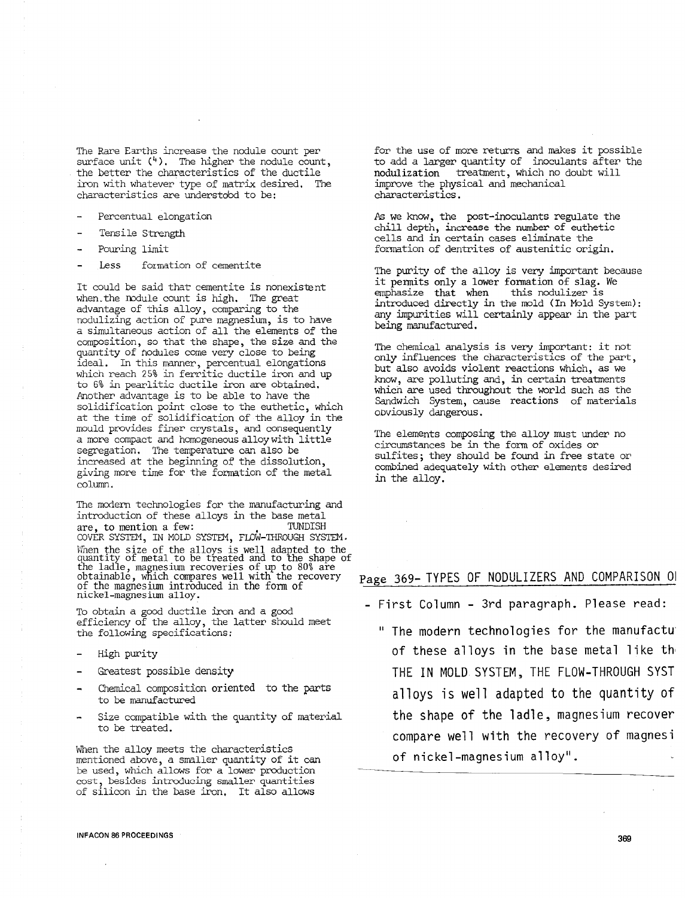The Rare Earths increase the nodule count per surface unit [4]. The higher the nodule count, the better the characteristics of the ductile iron with whatever type of matrix desired. The characteristics are understood to be:

- Percentual elongation
- Tensile Strength
- Pouring limit
- Less formation of cementite

It could be said that cementite is nonexistent when the nodule count is high. The great advantage of this alloy, comparing to the nodulizing action of pure magnesium, is to have a simultaneous action of all the elements of the composition, so that the shape, the size and the quantity of nodules come very close to being ideal. In this manner, percentual elongations which reach 25% in ferritic ductile iron and up to 6% in pearlitic ductile iron are obtained. Another advantage is to be able to have the solidification point close to the euthetic, which at the time of solidification of the alloy in the mould provides finer crystals, and consequently a more compact and homogeneous alloy with little segregation. The temperature can also be increased at the beginning of the dissolution, giving more time for the formation of the metal column.

The modern technologies for the manufacturing and introduction of these alloys in the base metal are, to mention a few: TUNDISH COVER SYSTEM, IN MOLD SYSTEM, FLOW-THROUGH SYSTEM. When the size of the alloys is well adapted to the quantity of metal to be treated and to the shape of the ladle, magnesium recoveries of up to 80% are obtainable, which compares well with the recovery of the magnesium introduced in the form of nickel-magnesium alloy.

To obtain a good ductile iron and a good efficiency of the alloy, the latter should meet the following specifications:

- High purity
- Greatest possible density
- Chemical composition oriented to the parts to be manufactured
- Size compatible with the quantity of material to be treated.

When the alloy meets the characteristics mentioned above, a smaller quantity of it can be used, which allows for a lower production cost, besides introducing smaller quantities of silicon in the base iron. It also allows for the use of more returns and makes it possible to add a larger quantity of inoculants after the **nodulization** treatment, which no doubt will improve the physical and mechanical characteristics.

As we know, the post-inoculants regulate the chill depth, increase the number of euthetic cells and in certain cases eliminate the formation of dentrites of austenitic origin.

The purity of the alloy is very important because it permits only a lower formation of slag. We emphasize that when this nodulizer is introduced directly in the mold (In Mold System): any impurities will certainly appear in the part being manufactured.

The chemical analysis is very important: it not only influences the characteristics of the part, but also avoids violent reactions which, as we know, are polluting and, in certain treatments which are used throughout the world such as the Sandwich System, cause reactions of materials obviously dangerous.

The elements composing the alloy must under no circumstances be in the form of oxides or sulfites; they should be found in free state or combined adequately with other elements desired in the alloy.

---

Page 369- TYPES OF NODULIZERS AND COMPARISON O

- First Column - 3rd paragraph. Please read:

" The modern technologies for the manufactu of these alloys in the base metal like th THE IN MOLD SYSTEM, THE FLOW-THROUGH SYST alloys is well adapted to the quantity of the shape of the ladle, magnesium recover compare well with the recovery of magnesi of nickel-magnesium alloy".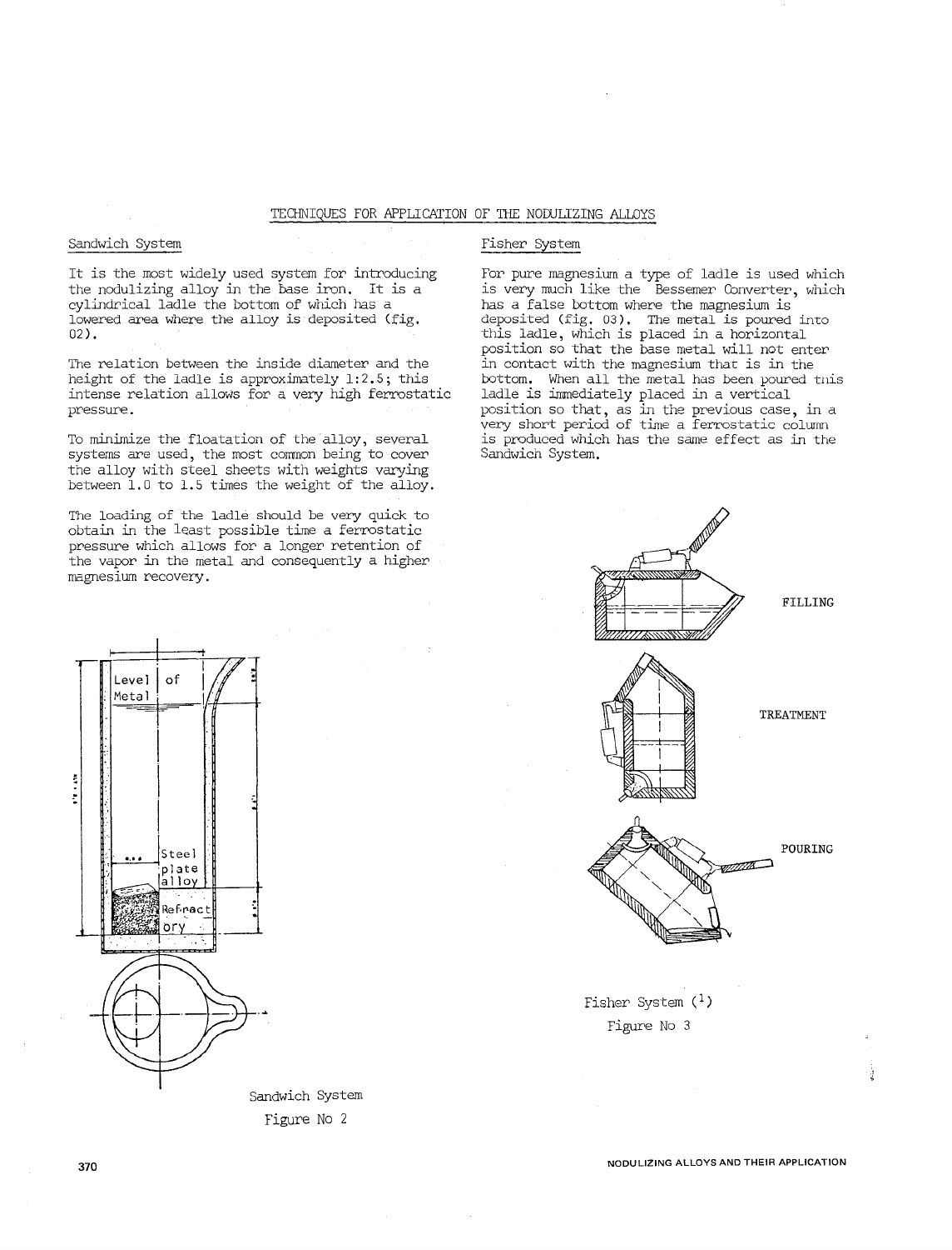## TECHNIQUES FOR APPLICATION OF THE NODULIZING ALLOYS

### Sandwich System

It is the most widely used system for introducing the nodulizing alloy in the base iron. It is a cylindrical ladle the bottom of which has a lowered area where the alloy is deposited (fig. 02).

The relation between the inside diameter and the height of the ladle is approximately 1:2.5; this intense relation allows for a very high ferrostatic pressure.

To minimize the floatation of the alloy, several systems are used, the most common being to cover the alloy with steel sheets with weights varying between 1.0 to 1.5 times the weight of the alloy.

The loading of the ladle should be very quick to obtain in the least possible time a ferrostatic pressure which allows for a longer retention of the vapor in the metal and consequently a higher magnesium recovery.

Level of Metal

Steel plate alloy

Refractory

Sandwich System

Figure No 2

### Fisher System

For pure magnesium a type of ladle is used which is very much like the Bessemer Converter, which has a false bottom where the magnesium is deposited (fig. 03). The metal is poured into this ladle, which is placed in a horizontal position so that the base metal will not enter in contact with the magnesium that is in the bottom. When all the metal has been poured this ladle is immediately placed in a vertical position so that, as in the previous case, in a very short period of time a ferrostatic column is produced which has the same effect as in the Sandwich System.

FILLING

TREATMENT

POURING

Fisher System (1)

Figure No 3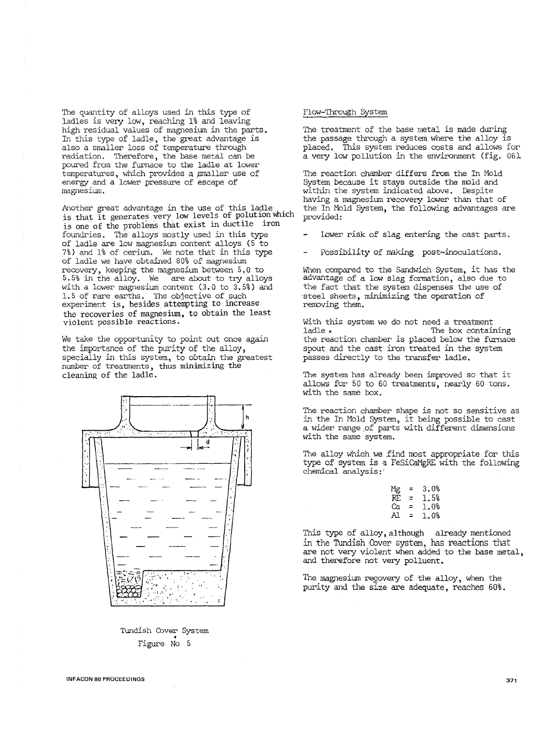The quantity of alloys used in this type of ladles is very low, reaching 1% and leaving high residual values of magnesium in the parts. In this type of ladle, the great advantage is also a smaller loss of temperature through radiation. Therefore, the base metal can be poured from the furnace to the ladle at lower temperatures, which provides a smaller use of energy and a lower pressure of escape of magnesium.

Another great advantage in the use of this ladle is that it generates very low levels of polution which is one of the problems that exist in ductile iron foundries. The alloys mostly used in this type of ladle are low magnesium content alloys (5 to 7%) and 1% of cerium. We note that in this type of ladle we have obtained 80% of magnesium recovery, keeping the magnesium between 5,0 to 5.5% in the alloy. We are about to try alloys with a lower magnesium content (3.0 to 3.5%) and 1.5 of rare earths. The objective of such experiment is, besides attempting to increase the recoveries of magnesium, to obtain the least violent possible reactions.

We take the opportunity to point out once again the importance of the purity of the alloy, specially in this system, to obtain the greatest number of treatments, thus minimizing the cleaning of the ladle.

Tundish Cover System

Figure No 5

## Flow-Through System

The treatment of the base metal is made during the passage through a system where the alloy is placed. This system reduces costs and allows for a very low pollution in the environment (fig. 06).

The reaction chamber differs from the In Mold System because it stays outside the mold and within the system indicated above. Despite having a magnesium recovery lower than that of the In Mold System, the following advantages are provided:

- Lower risk of slag entering the cast parts.
- Possibility of making post-inoculations.

When compared to the Sandwich System, it has the advantage of a low slag formation, also due to the fact that the system dispenses the use of steel sheets, minimizing the operation of removing them.

With this system we do not need a treatment ladle. The box containing the reaction chamber is placed below the furnace spout and the cast iron treated in the system passes directly to the transfer ladle.

The system has already been improved so that it allows for 50 to 60 treatments, nearly 60 tons. with the same box.

The reaction chamber shape is not so sensitive as in the In Mold System, it being possible to cast a wider range of parts with different dimensions with the same system.

The alloy which we find most appropriate for this type of system is a FeSiCaMgRE with the following chemical analysis:

Mg = 3.0%
RE = 1.5%
Ca = 1.0%
Al = 1.0%

This type of alloy, although already mentioned in the Tundish Cover system, has reactions that are not very violent when added to the base metal, and therefore not very polluent.

The magnesium recovery of the alloy, when the purity and the size are adequate, reaches 60%.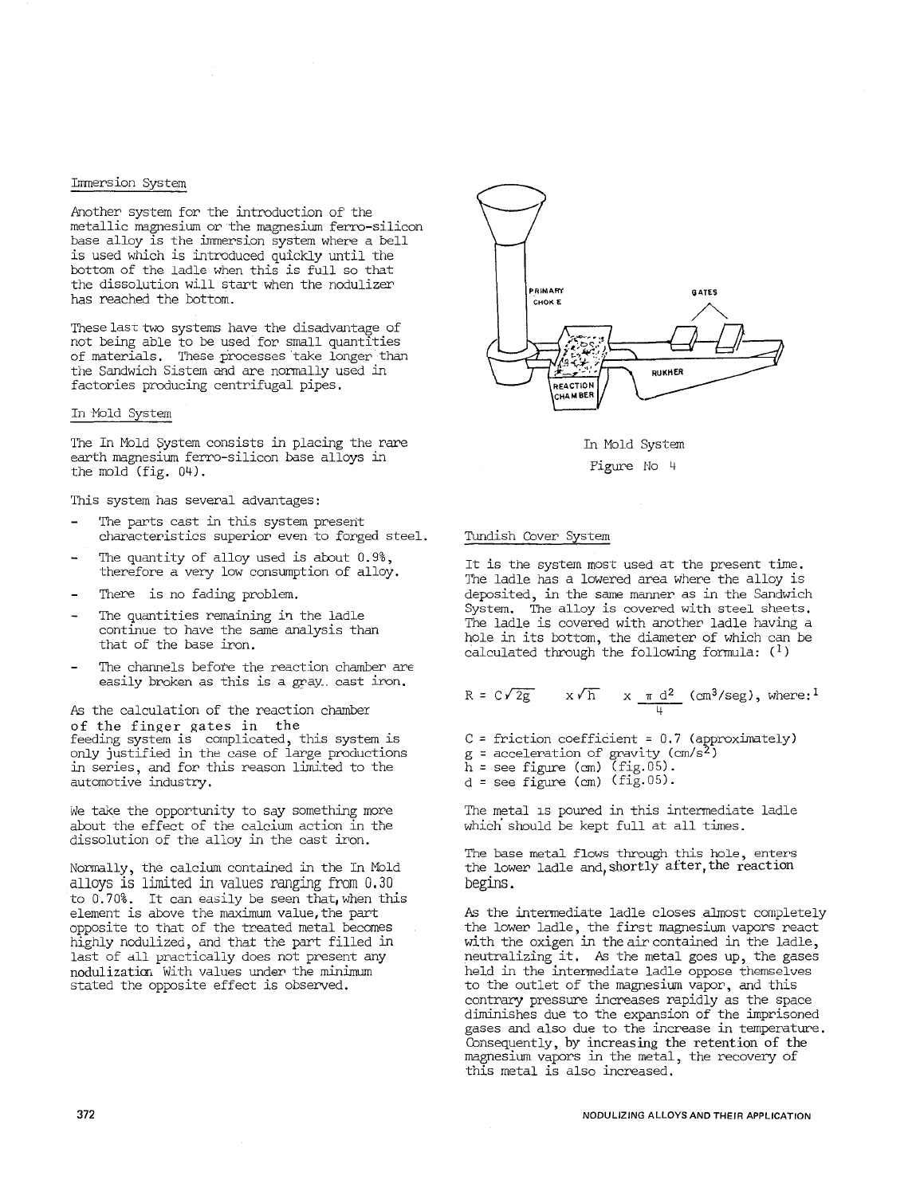Immersion System

Another system for the introduction of the metallic magnesium or the magnesium ferro-silicon base alloy is the immersion system where a bell is used which is introduced quickly until the bottom of the ladle when this is full so that the dissolution will start when the nodulizer has reached the bottom.

These last two systems have the disadvantage of not being able to be used for small quantities of materials. These processes take longer than the Sandwich Sistem and are normally used in factories producing centrifugal pipes.

In Mold System

The In Mold System consists in placing the rare earth magnesium ferro-silicon base alloys in the mold (fig. 04).

This system has several advantages:

- The parts cast in this system present characteristics superior even to forged steel.
- The quantity of alloy used is about 0.9%, therefore a very low consumption of alloy.
- There is no fading problem.
- The quantities remaining in the ladle continue to have the same analysis than that of the base iron.
- The channels before the reaction chamber are easily broken as this is a gray cast iron.

As the calculation of the reaction chamber of the finger gates in the feeding system is complicated, this system is only justified in the case of large productions in series, and for this reason limited to the automotive industry.

We take the opportunity to say something more about the effect of the calcium action in the dissolution of the alloy in the cast iron.

Normally, the calcium contained in the In Mold alloys is limited in values ranging from 0.30 to 0.70%. It can easily be seen that, when this element is above the maximum value, the part opposite to that of the treated metal becomes highly nodulized, and that the part filled in last of all practically does not present any nodulization. With values under the minimum stated the opposite effect is observed.

PRIMARY CHOKE — GATES — REACTION CHAMBER — RUKHER

In Mold System

Figure No 4

Tundish Cover System

It is the system most used at the present time. The ladle has a lowered area where the alloy is deposited, in the same manner as in the Sandwich System. The alloy is covered with steel sheets. The ladle is covered with another ladle having a hole in its bottom, the diameter of which can be calculated through the following formula: (1)

$$R = C\sqrt{2g} \quad x\sqrt{h} \quad x \; \frac{\pi \, d^2}{4} \; (cm^3/seg), \text{ where:}^1$$

C = friction coefficient = 0.7 (approximately)
g = acceleration of gravity ($cm/s^2$)
h = see figure (cm) (fig.05).
d = see figure (cm) (fig.05).

The metal is poured in this intermediate ladle which should be kept full at all times.

The base metal flows through this hole, enters the lower ladle and, shortly after, the reaction begins.

As the intermediate ladle closes almost completely the lower ladle, the first magnesium vapors react with the oxigen in the air contained in the ladle, neutralizing it. As the metal goes up, the gases held in the intermediate ladle oppose themselves to the outlet of the magnesium vapor, and this contrary pressure increases rapidly as the space diminishes due to the expansion of the imprisoned gases and also due to the increase in temperature. Consequently, by increasing the retention of the magnesium vapors in the metal, the recovery of this metal is also increased.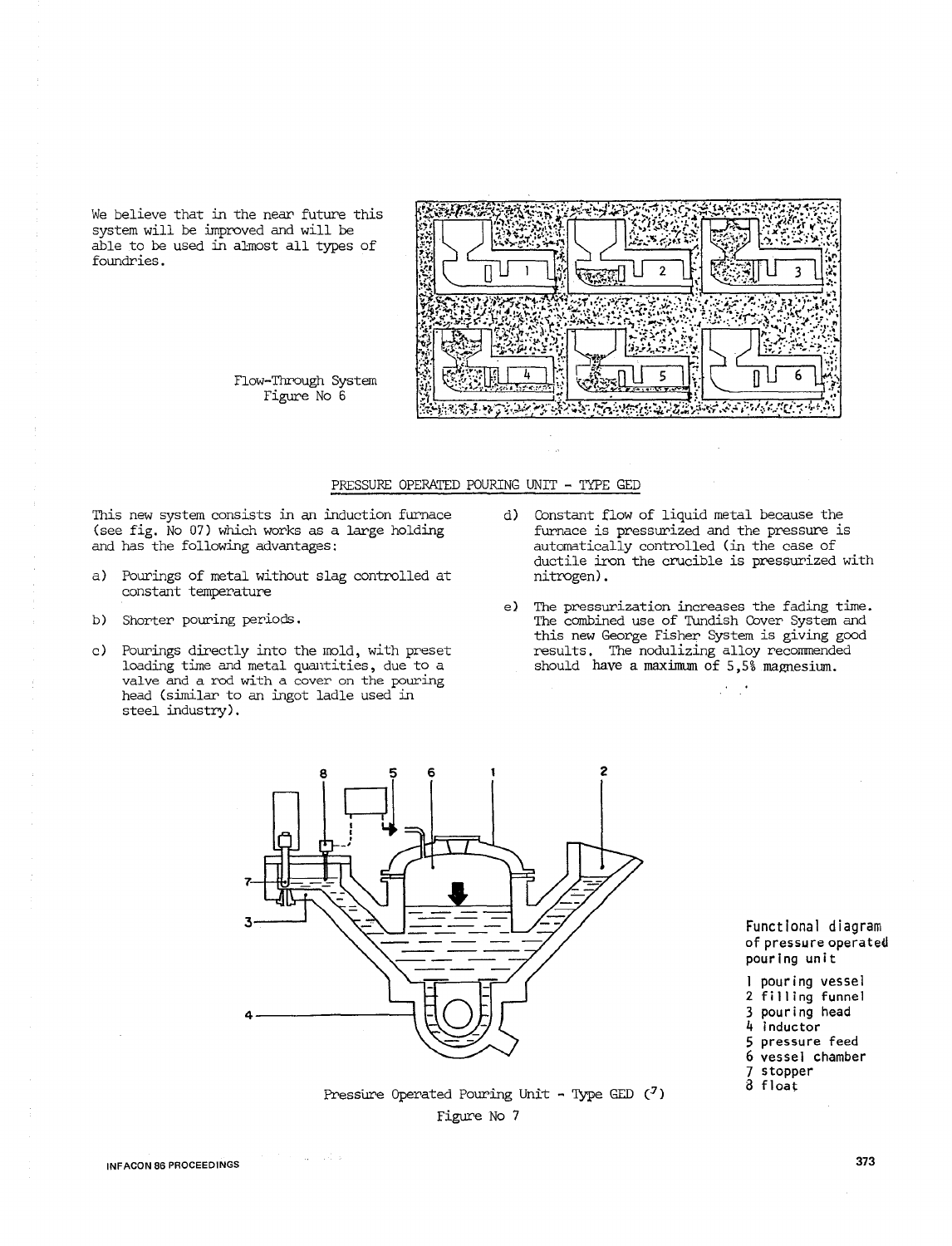We believe that in the near future this system will be improved and will be able to be used in almost all types of foundries.

Flow-Through System
Figure No 6

## PRESSURE OPERATED POURING UNIT - TYPE GED

This new system consists in an induction furnace (see fig. No 07) which works as a large holding and has the following advantages:

a) Pourings of metal without slag controlled at constant temperature

b) Shorter pouring periods.

c) Pourings directly into the mold, with preset loading time and metal quantities, due to a valve and a rod with a cover on the pouring head (similar to an ingot ladle used in steel industry).

d) Constant flow of liquid metal because the furnace is pressurized and the pressure is automatically controlled (in the case of ductile iron the crucible is pressurized with nitrogen).

e) The pressurization increases the fading time. The combined use of Tundish Cover System and this new George Fisher System is giving good results. The nodulizing alloy recommended should have a maximum of 5,5% magnesium.

Functional diagram of pressure operated pouring unit

1 pouring vessel
2 filling funnel
3 pouring head
4 inductor
5 pressure feed
6 vessel chamber
7 stopper
8 float

Pressure Operated Pouring Unit - Type GED (7)
Figure No 7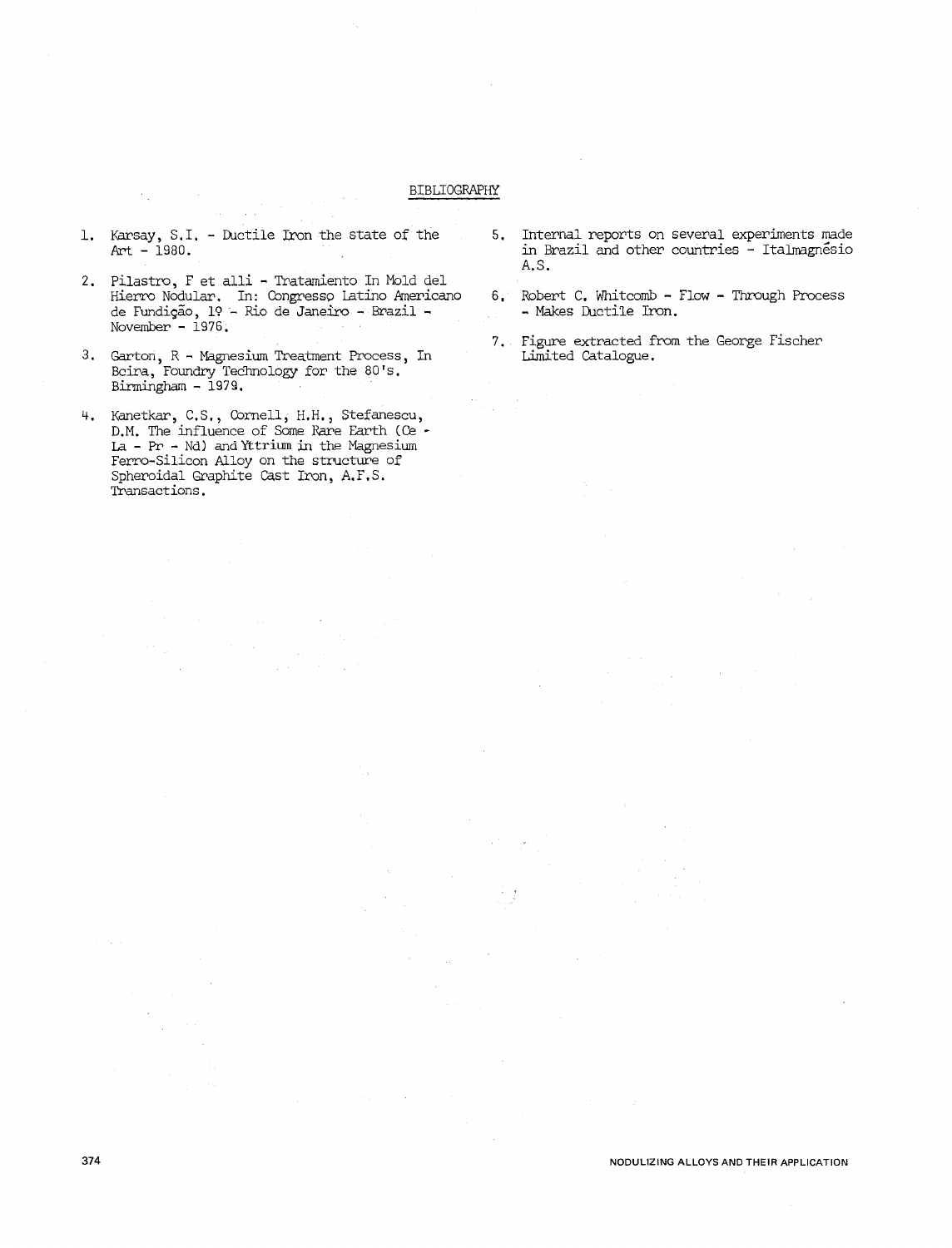## BIBLIOGRAPHY

1. Karsay, S.I. - Ductile Iron the state of the Art - 1980.

2. Pilastro, F et alli - Tratamiento In Mold del Hierro Nodular. In: Congresso Latino Americano de Fundição, 1º - Rio de Janeiro - Brazil - November - 1976.

3. Garton, R - Magnesium Treatment Process, In Bcira, Foundry Technology for the 80's. Birmingham - 1979.

4. Kanetkar, C.S., Cornell, H.H., Stefanescu, D.M. The influence of Some Rare Earth (Ce - La - Pr - Nd) and Yttrium in the Magnesium Ferro-Silicon Alloy on the structure of Spheroidal Graphite Cast Iron, A.F.S. Transactions.

5. Internal reports on several experiments made in Brazil and other countries - Italmagnésio A.S.

6. Robert C. Whitcomb - Flow - Through Process - Makes Ductile Iron.

7. Figure extracted from the George Fischer Limited Catalogue.